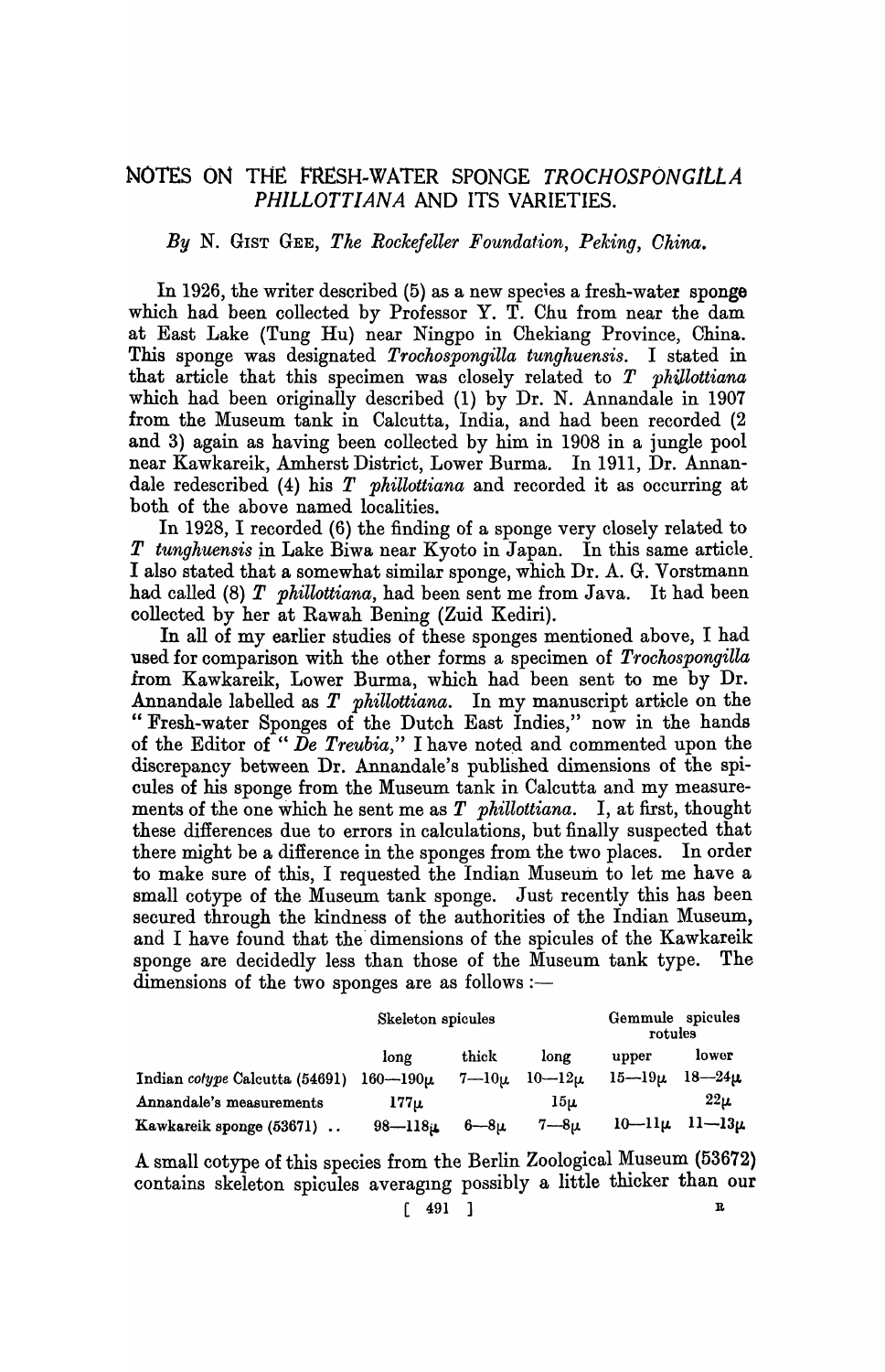# NOTES ON THE FRESH-WATER SPONGE *TROCHOSPONGILLA PHILLOTTIANA* AND ITS VARIETIES.

*By* N. GIST GEE, *The Rockefeller Foundation, Peking, China.*

In 1926, the writer described (5) as a new species a fresh-water sponge which had been collected by Professor Y. T. Chu from near the dam at East Lake (Tung Hu) near Ningpo in Chekiang Province, China. This sponge was designated *Trochospongilla tunghuensis*. I stated in that article that this specimen was closely related to *T phillottiana* which had been originally described (1) by Dr. N. Annandale in 1907 from the Museum tank in Calcutta, India, and had been recorded (2 and 3) again as having been collected by him in 1908 in a jungle pool near Kawkareik, Amherst District, Lower Burma. In 1911, Dr. Annandale redescribed (4) his *T phillottiana* and recorded it as occurring at both of the above named localities.

In 1928, I recorded (6) the finding of a sponge very closely related to *T tunghuensis* in Lake Biwa near Kyoto in Japan. In this same article I also stated that a somewhat similar sponge, which Dr. A. G. Vorstmann had called (8) *T phillottiana*, had been sent me from Java. It had been collected by her at Rawah Bening (Zuid Kediri).

In all of my earlier studies of these sponges mentioned above, I had used for comparison with the other forms a specimen of *Trochospongilla* from Kawkareik, Lower Burma, which had been sent to me by Dr. Annandale labelled as *T phillottiana*. In my manuscript article on the "Fresh-water Sponges of the Dutch East Indies," now in the hands of the Editor of "*De Treubia*," I have noted and commented upon the discrepancy between Dr. Annandale's published dimensions of the spicules of his sponge from the Museum tank in Calcutta and my measurements of the one which he sent me as *T phillottiana*. I, at first, thought these differences due to errors in calculations, but finally suspected that there might be a difference in the sponges from the two places. In order to make sure of this, I requested the Indian Museum to let me have a small cotype of the Museum tank sponge. Just recently this has been secured through the kindness of the authorities of the Indian Museum, and I have found that the dimensions of the spicules of the Kawkareik sponge are decidedly less than those of the Museum tank type. The dimensions of the two sponges are as follows :—

| | Skeleton spicules | | Gemmule spicules rotules | | |
|---|---|---|---|---|---|
| | long | thick | long | upper | lower |
| Indian *cotype* Calcutta (54691) | 160—190μ | 7—10μ | 10—12μ | 15—19μ | 18—24μ |
| Annandale's measurements | 177μ | | 15μ | | 22μ |
| Kawkareik sponge (53671) .. | 98—118μ | 6—8μ | 7—8μ | 10—11μ | 11—13μ |

A small cotype of this species from the Berlin Zoological Museum (53672) contains skeleton spicules averaging possibly a little thicker than our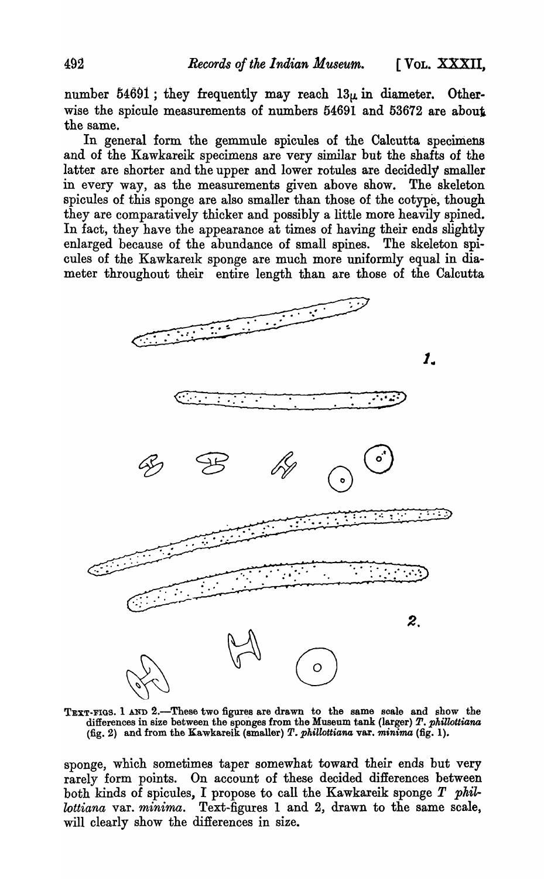number 54691; they frequently may reach 13μ in diameter. Otherwise the spicule measurements of numbers 54691 and 53672 are about the same.

In general form the gemmule spicules of the Calcutta specimens and of the Kawkareik specimens are very similar but the shafts of the latter are shorter and the upper and lower rotules are decidedly smaller in every way, as the measurements given above show. The skeleton spicules of this sponge are also smaller than those of the cotype, though they are comparatively thicker and possibly a little more heavily spined. In fact, they have the appearance at times of having their ends slightly enlarged because of the abundance of small spines. The skeleton spicules of the Kawkareik sponge are much more uniformly equal in diameter throughout their entire length than are those of the Calcutta sponge, which sometimes taper somewhat toward their ends but very rarely form points. On account of these decided differences between both kinds of spicules, I propose to call the Kawkareik sponge *T phillottiana* var. *minima*. Text-figures 1 and 2, drawn to the same scale, will clearly show the differences in size.

TEXT-FIGS. 1 AND 2.—These two figures are drawn to the same scale and show the differences in size between the sponges from the Museum tank (larger) *T. phillottiana* (fig. 2) and from the Kawkareik (smaller) *T. phillottiana* var. *minima* (fig. 1).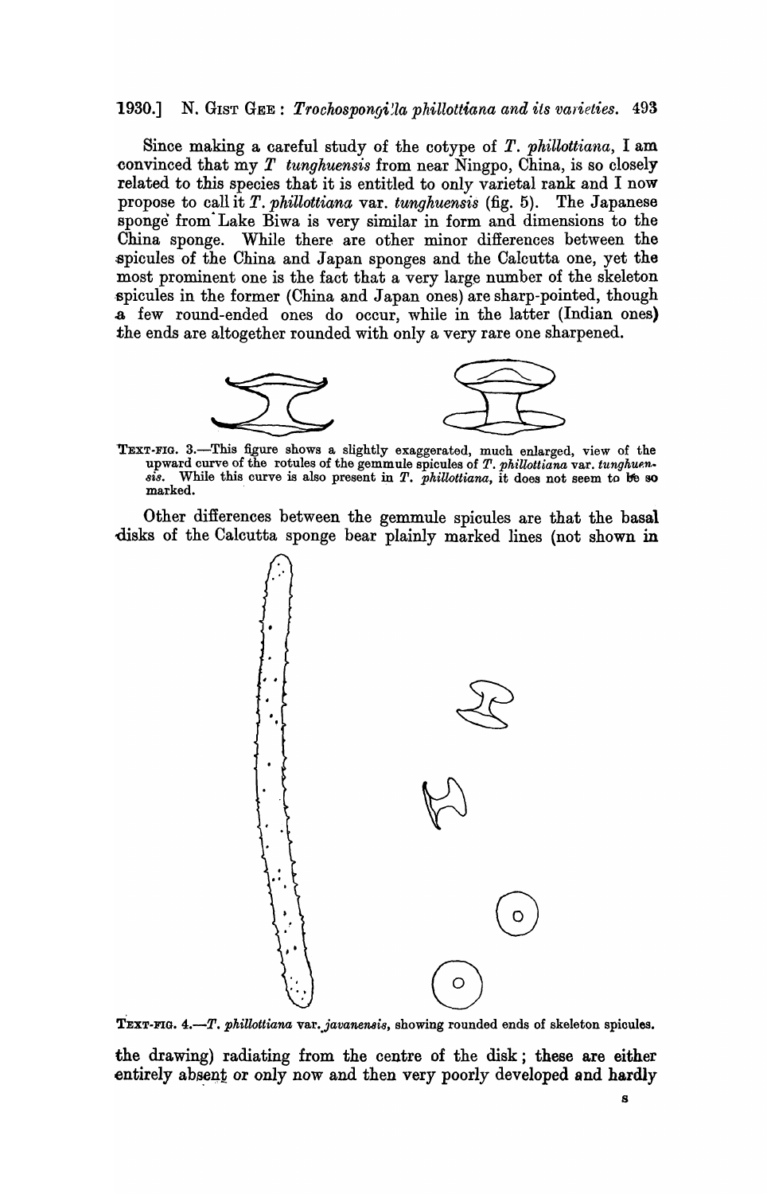Since making a careful study of the cotype of *T. phillottiana*, I am convinced that my *T tunghuensis* from near Ningpo, China, is so closely related to this species that it is entitled to only varietal rank and I now propose to call it *T. phillottiana* var. *tunghuensis* (fig. 5). The Japanese sponge from Lake Biwa is very similar in form and dimensions to the China sponge. While there are other minor differences between the spicules of the China and Japan sponges and the Calcutta one, yet the most prominent one is the fact that a very large number of the skeleton spicules in the former (China and Japan ones) are sharp-pointed, though a few round-ended ones do occur, while in the latter (Indian ones) the ends are altogether rounded with only a very rare one sharpened.

TEXT-FIG. 3.—This figure shows a slightly exaggerated, much enlarged, view of the upward curve of the rotules of the gemmule spicules of *T. phillottiana* var. *tunghuensis*. While this curve is also present in *T. phillottiana*, it does not seem to be so marked.

Other differences between the gemmule spicules are that the basal disks of the Calcutta sponge bear plainly marked lines (not shown in

TEXT-FIG. 4.—*T. phillottiana* var. *javanensis*, showing rounded ends of skeleton spicules.

the drawing) radiating from the centre of the disk; these are either entirely absent or only now and then very poorly developed and hardly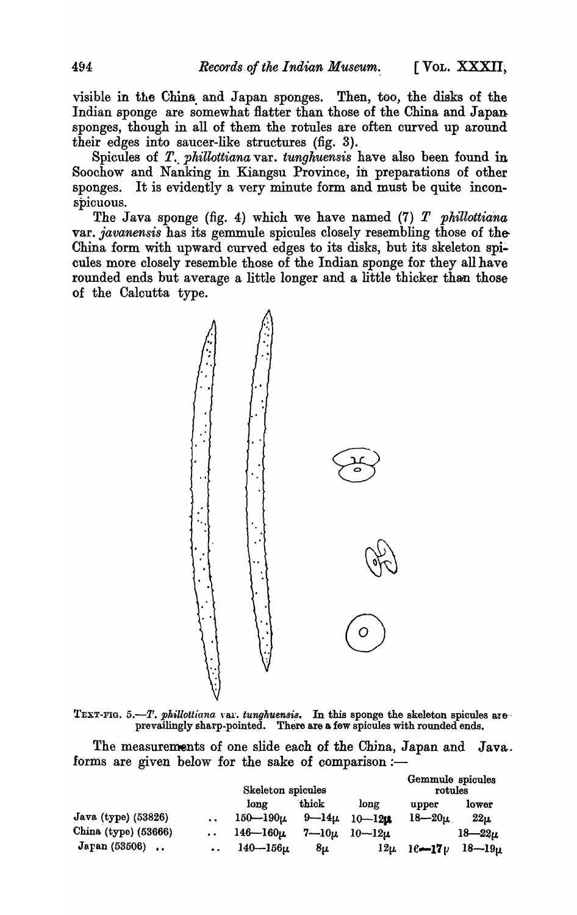visible in the China and Japan sponges. Then, too, the disks of the Indian sponge are somewhat flatter than those of the China and Japan sponges, though in all of them the rotules are often curved up around their edges into saucer-like structures (fig. 3).

Spicules of *T. phillottiana* var. *tunghuensis* have also been found in Soochow and Nanking in Kiangsu Province, in preparations of other sponges. It is evidently a very minute form and must be quite inconspicuous.

The Java sponge (fig. 4) which we have named (7) *T phillottiana* var. *javanensis* has its gemmule spicules closely resembling those of the China form with upward curved edges to its disks, but its skeleton spicules more closely resemble those of the Indian sponge for they all have rounded ends but average a little longer and a little thicker than those of the Calcutta type.

TEXT-FIG. 5.—*T. phillottiana* var. *tunghuensis*. In this sponge the skeleton spicules are prevailingly sharp-pointed. There are a few spicules with rounded ends.

The measurements of one slide each of the China, Japan and Java forms are given below for the sake of comparison :—

| | Skeleton spicules | | Gemmule spicules | rotules | |
|---|---|---|---|---|---|
| | long | thick | long | upper | lower |
| Java (type) (53826) .. | 150—190μ | 9—14μ | 10—12μ | 18—20μ | 22μ |
| China (type) (53666) .. | 146—160μ | 7—10μ | 10—12μ | | 18—22μ |
| Japan (53506) .. .. | 140—156μ | 8μ | 12μ | 16—17μ | 18—19μ |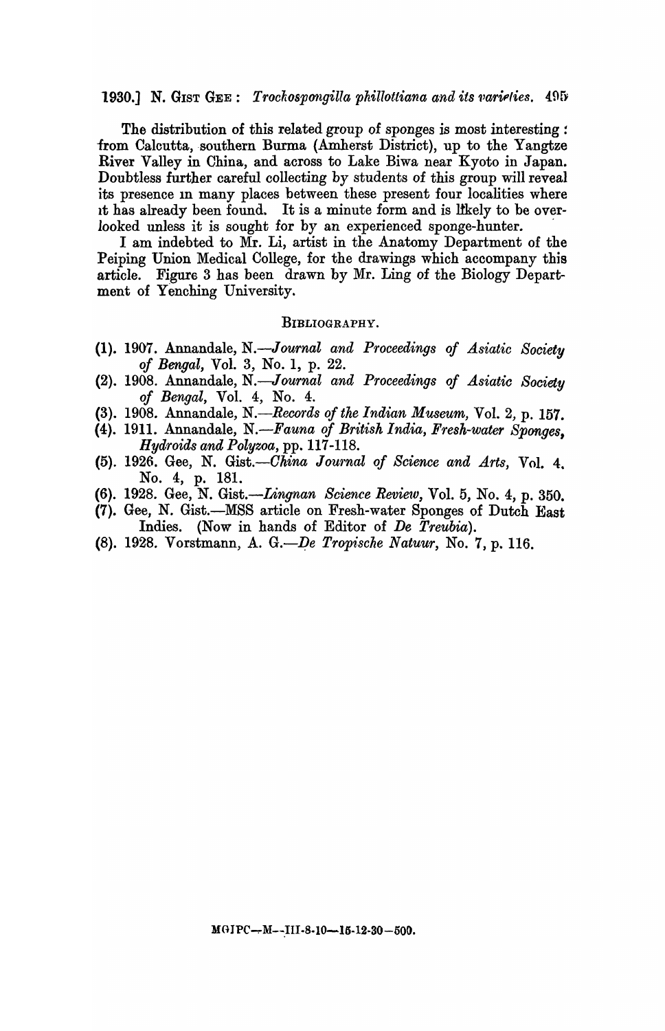The distribution of this related group of sponges is most interesting: from Calcutta, southern Burma (Amherst District), up to the Yangtze River Valley in China, and across to Lake Biwa near Kyoto in Japan. Doubtless further careful collecting by students of this group will reveal its presence in many places between these present four localities where it has already been found. It is a minute form and is likely to be overlooked unless it is sought for by an experienced sponge-hunter.

I am indebted to Mr. Li, artist in the Anatomy Department of the Peiping Union Medical College, for the drawings which accompany this article. Figure 3 has been drawn by Mr. Ling of the Biology Department of Yenching University.

## BIBLIOGRAPHY.

(1). 1907. Annandale, N.—*Journal and Proceedings of Asiatic Society of Bengal*, Vol. 3, No. 1, p. 22.

(2). 1908. Annandale, N.—*Journal and Proceedings of Asiatic Society of Bengal*, Vol. 4, No. 4.

(3). 1908. Annandale, N.—*Records of the Indian Museum*, Vol. 2, p. 157.

(4). 1911. Annandale, N.—*Fauna of British India, Fresh-water Sponges, Hydroids and Polyzoa*, pp. 117-118.

(5). 1926. Gee, N. Gist.—*China Journal of Science and Arts*, Vol. 4. No. 4, p. 181.

(6). 1928. Gee, N. Gist.—*Lingnan Science Review*, Vol. 5, No. 4, p. 350.

(7). Gee, N. Gist.—MSS article on Fresh-water Sponges of Dutch East Indies. (Now in hands of Editor of *De Treubia*).

(8). 1928. Vorstmann, A. G.—*De Tropische Natuur*, No. 7, p. 116.

MGIPC—M—III-8-10—15-12-30—500.